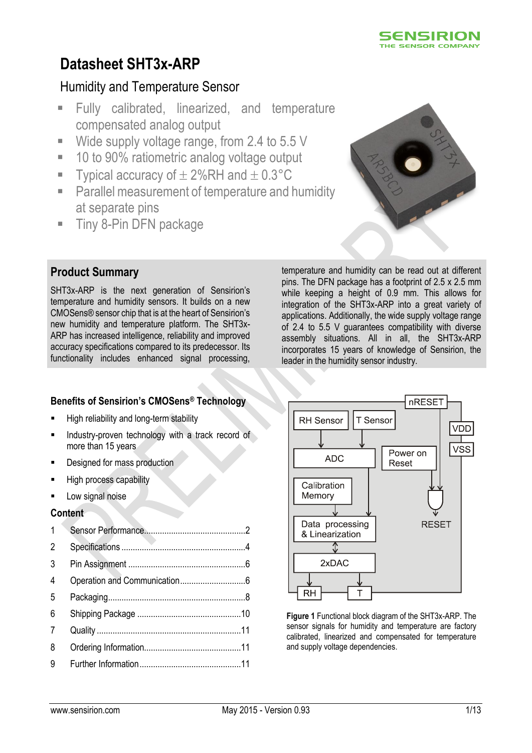# Datasheet SHT3x-ARP

## Humidity and Temperature Sensor

- Fully calibrated, linearized, and temperature compensated analog output
- Wide supply voltage range, from 2.4 to 5.5 V
- 10 to 90% ratiometric analog voltage output
- Typical accuracy of ± 2%RH and ± 0.3°C
- Parallel measurement of temperature and humidity at separate pins
- Tiny 8-Pin DFN package

## Product Summary

SHT3x-ARP is the next generation of Sensirion's temperature and humidity sensors. It builds on a new CMOSens® sensor chip that is at the heart of Sensirion's new humidity and temperature platform. The SHT3x-ARP has increased intelligence, reliability and improved accuracy specifications compared to its predecessor. Its functionality includes enhanced signal processing, temperature and humidity can be read out at different pins. The DFN package has a footprint of 2.5 x 2.5 mm while keeping a height of 0.9 mm. This allows for integration of the SHT3x-ARP into a great variety of applications. Additionally, the wide supply voltage range of 2.4 to 5.5 V guarantees compatibility with diverse assembly situations. All in all, the SHT3x-ARP incorporates 15 years of knowledge of Sensirion, the leader in the humidity sensor industry.

### Benefits of Sensirion's CMOSens® Technology

- High reliability and long-term stability
- Industry-proven technology with a track record of more than 15 years
- Designed for mass production
- High process capability
- Low signal noise

### Content

| | | |
|---|---|---|
| 1 | Sensor Performance | 2 |
| 2 | Specifications | 4 |
| 3 | Pin Assignment | 6 |
| 4 | Operation and Communication | 6 |
| 5 | Packaging | 8 |
| 6 | Shipping Package | 10 |
| 7 | Quality | 11 |
| 8 | Ordering Information | 11 |
| 9 | Further Information | 11 |

**Figure 1** Functional block diagram of the SHT3x-ARP. The sensor signals for humidity and temperature are factory calibrated, linearized and compensated for temperature and supply voltage dependencies.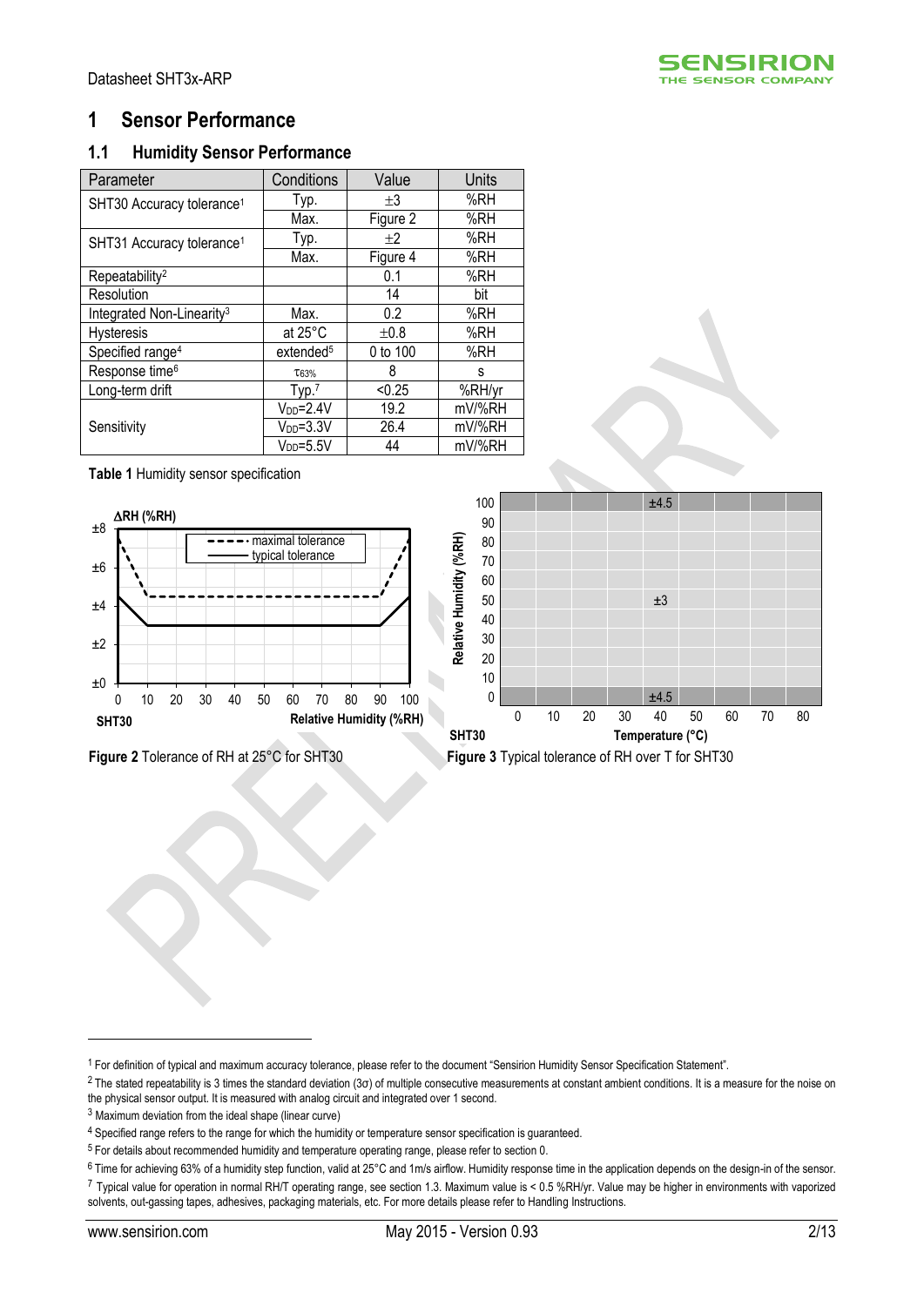# 1 Sensor Performance

## 1.1 Humidity Sensor Performance

| Parameter | Conditions | Value | Units |
|---|---|---|---|
| SHT30 Accuracy tolerance[1] | Typ. | ±3 | %RH |
| | Max. | Figure 2 | %RH |
| SHT31 Accuracy tolerance[1] | Typ. | ±2 | %RH |
| | Max. | Figure 4 | %RH |
| Repeatability[2] | | 0.1 | %RH |
| Resolution | | 14 | bit |
| Integrated Non-Linearity[3] | Max. | 0.2 | %RH |
| Hysteresis | at 25°C | ±0.8 | %RH |
| Specified range[4] | extended[5] | 0 to 100 | %RH |
| Response time[6] | $\tau_{63\%}$ | 8 | s |
| Long-term drift | Typ.[7] | <0.25 | %RH/yr |
| Sensitivity | $V_{DD}$=2.4V | 19.2 | mV/%RH |
| | $V_{DD}$=3.3V | 26.4 | mV/%RH |
| | $V_{DD}$=5.5V | 44 | mV/%RH |

**Table 1** Humidity sensor specification

**Figure 2** Tolerance of RH at 25°C for SHT30

**Figure 3** Typical tolerance of RH over T for SHT30

---

[1] For definition of typical and maximum accuracy tolerance, please refer to the document "Sensirion Humidity Sensor Specification Statement".

[2] The stated repeatability is 3 times the standard deviation (3σ) of multiple consecutive measurements at constant ambient conditions. It is a measure for the noise on the physical sensor output. It is measured with analog circuit and integrated over 1 second.

[3] Maximum deviation from the ideal shape (linear curve)

[4] Specified range refers to the range for which the humidity or temperature sensor specification is guaranteed.

[5] For details about recommended humidity and temperature operating range, please refer to section 0.

[6] Time for achieving 63% of a humidity step function, valid at 25°C and 1m/s airflow. Humidity response time in the application depends on the design-in of the sensor.

[7] Typical value for operation in normal RH/T operating range, see section 1.3. Maximum value is < 0.5 %RH/yr. Value may be higher in environments with vaporized solvents, out-gassing tapes, adhesives, packaging materials, etc. For more details please refer to Handling Instructions.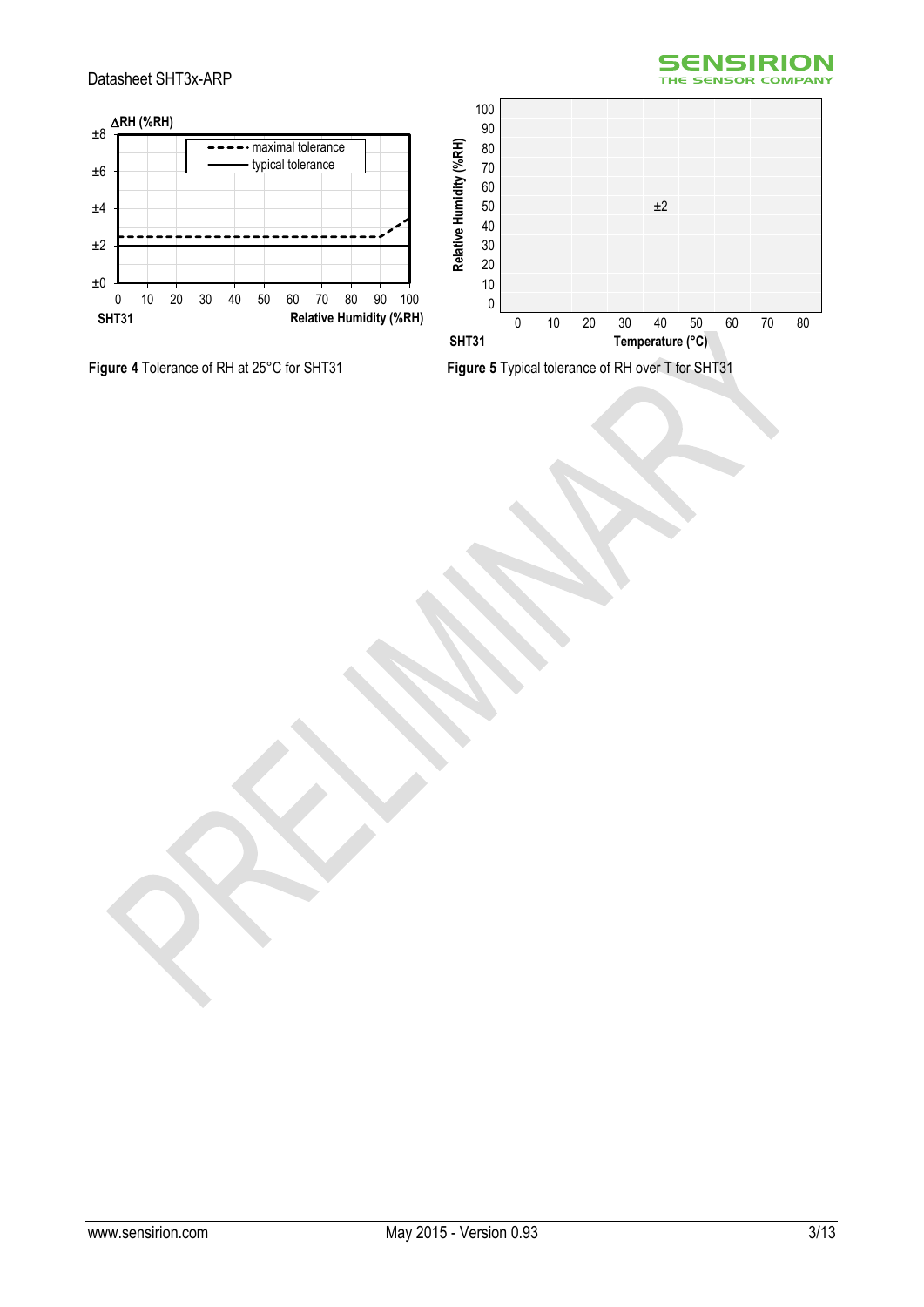Figure 4 Tolerance of RH at 25°C for SHT31

Figure 5 Typical tolerance of RH over T for SHT31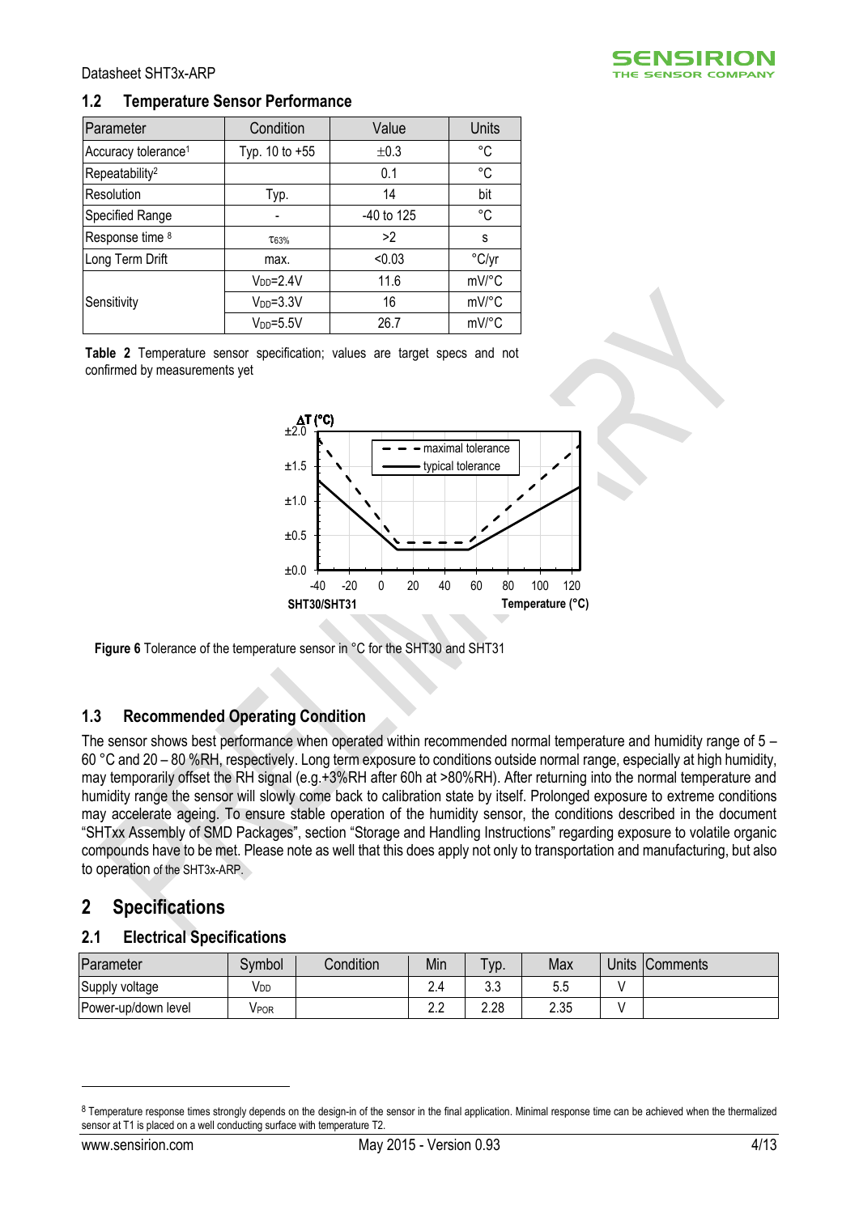### 1.2 Temperature Sensor Performance

| Parameter | Condition | Value | Units |
|---|---|---|---|
| Accuracy tolerance[1] | Typ. 10 to +55 | ±0.3 | °C |
| Repeatability[2] | | 0.1 | °C |
| Resolution | Typ. | 14 | bit |
| Specified Range | - | -40 to 125 | °C |
| Response time [8] | $\tau_{63\%}$ | >2 | s |
| Long Term Drift | max. | <0.03 | °C/yr |
| Sensitivity | $V_{DD}$=2.4V | 11.6 | mV/°C |
| | $V_{DD}$=3.3V | 16 | mV/°C |
| | $V_{DD}$=5.5V | 26.7 | mV/°C |

**Table 2** Temperature sensor specification; values are target specs and not confirmed by measurements yet

**Figure 6** Tolerance of the temperature sensor in °C for the SHT30 and SHT31

### 1.3 Recommended Operating Condition

The sensor shows best performance when operated within recommended normal temperature and humidity range of 5 – 60 °C and 20 – 80 %RH, respectively. Long term exposure to conditions outside normal range, especially at high humidity, may temporarily offset the RH signal (e.g.+3%RH after 60h at >80%RH). After returning into the normal temperature and humidity range the sensor will slowly come back to calibration state by itself. Prolonged exposure to extreme conditions may accelerate ageing. To ensure stable operation of the humidity sensor, the conditions described in the document "SHTxx Assembly of SMD Packages", section "Storage and Handling Instructions" regarding exposure to volatile organic compounds have to be met. Please note as well that this does apply not only to transportation and manufacturing, but also to operation of the SHT3x-ARP.

## 2 Specifications

### 2.1 Electrical Specifications

| Parameter | Symbol | Condition | Min | Typ. | Max | Units | Comments |
|---|---|---|---|---|---|---|---|
| Supply voltage | $V_{DD}$ | | 2.4 | 3.3 | 5.5 | V | |
| Power-up/down level | $V_{POR}$ | | 2.2 | 2.28 | 2.35 | V | |

[8] Temperature response times strongly depends on the design-in of the sensor in the final application. Minimal response time can be achieved when the thermalized sensor at T1 is placed on a well conducting surface with temperature T2.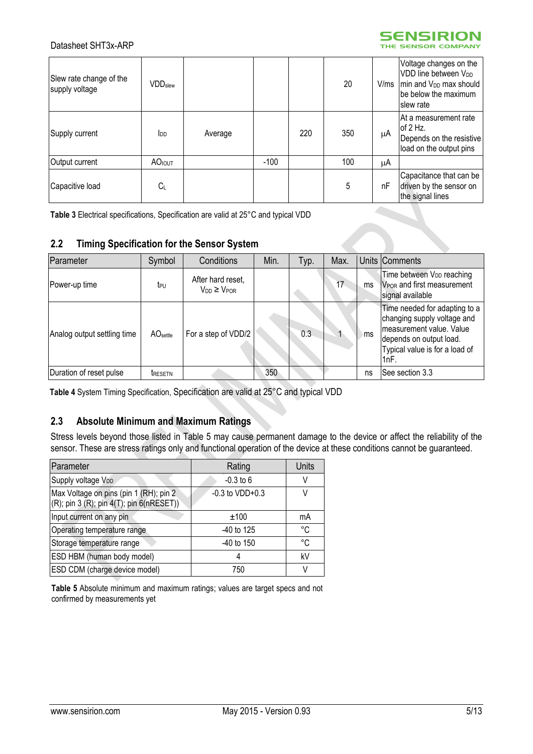| | | | | | | | |
|---|---|---|---|---|---|---|---|
| Slew rate change of the supply voltage | $VDD_{slew}$ | | | | 20 | V/ms | Voltage changes on the VDD line between $V_{DD}$ min and $V_{DD}$ max should be below the maximum slew rate |
| Supply current | $I_{DD}$ | Average | | 220 | 350 | µA | At a measurement rate of 2 Hz. Depends on the resistive load on the output pins |
| Output current | $AO_{IOUT}$ | | -100 | | 100 | µA | |
| Capacitive load | $C_L$ | | | | 5 | nF | Capacitance that can be driven by the sensor on the signal lines |

**Table 3** Electrical specifications, Specification are valid at 25°C and typical VDD

## 2.2 Timing Specification for the Sensor System

| Parameter | Symbol | Conditions | Min. | Typ. | Max. | Units | Comments |
|---|---|---|---|---|---|---|---|
| Power-up time | $t_{PU}$ | After hard reset, $V_{DD} \geq V_{POR}$ | | | 17 | ms | Time between $V_{DD}$ reaching $V_{POR}$ and first measurement signal available |
| Analog output settling time | $AO_{settle}$ | For a step of VDD/2 | | 0.3 | 1 | ms | Time needed for adapting to a changing supply voltage and measurement value. Value depends on output load. Typical value is for a load of 1nF. |
| Duration of reset pulse | $t_{RESETN}$ | | 350 | | | ns | See section 3.3 |

**Table 4** System Timing Specification, Specification are valid at 25°C and typical VDD

## 2.3 Absolute Minimum and Maximum Ratings

Stress levels beyond those listed in Table 5 may cause permanent damage to the device or affect the reliability of the sensor. These are stress ratings only and functional operation of the device at these conditions cannot be guaranteed.

| Parameter | Rating | Units |
|---|---|---|
| Supply voltage $V_{DD}$ | -0.3 to 6 | V |
| Max Voltage on pins (pin 1 (RH); pin 2 (R); pin 3 (R); pin 4(T); pin 6(nRESET)) | -0.3 to VDD+0.3 | V |
| Input current on any pin | ±100 | mA |
| Operating temperature range | -40 to 125 | °C |
| Storage temperature range | -40 to 150 | °C |
| ESD HBM (human body model) | 4 | kV |
| ESD CDM (charge device model) | 750 | V |

**Table 5** Absolute minimum and maximum ratings; values are target specs and not confirmed by measurements yet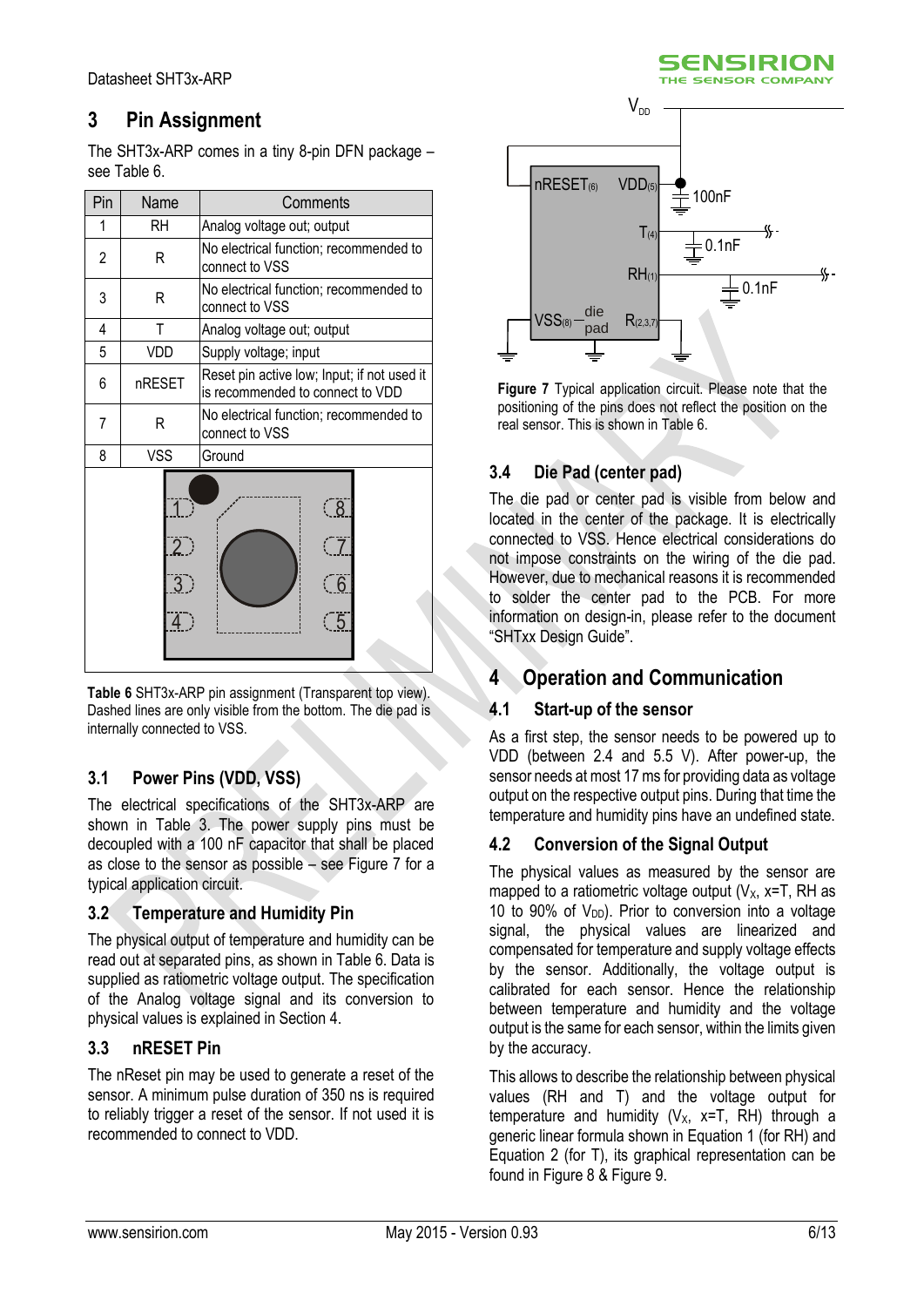# 3 Pin Assignment

The SHT3x-ARP comes in a tiny 8-pin DFN package – see Table 6.

| Pin | Name | Comments |
|---|---|---|
| 1 | RH | Analog voltage out; output |
| 2 | R | No electrical function; recommended to connect to VSS |
| 3 | R | No electrical function; recommended to connect to VSS |
| 4 | T | Analog voltage out; output |
| 5 | VDD | Supply voltage; input |
| 6 | nRESET | Reset pin active low; Input; if not used it is recommended to connect to VDD |
| 7 | R | No electrical function; recommended to connect to VSS |
| 8 | VSS | Ground |

**Table 6** SHT3x-ARP pin assignment (Transparent top view). Dashed lines are only visible from the bottom. The die pad is internally connected to VSS.

## 3.1 Power Pins (VDD, VSS)

The electrical specifications of the SHT3x-ARP are shown in Table 3. The power supply pins must be decoupled with a 100 nF capacitor that shall be placed as close to the sensor as possible – see Figure 7 for a typical application circuit.

## 3.2 Temperature and Humidity Pin

The physical output of temperature and humidity can be read out at separated pins, as shown in Table 6. Data is supplied as ratiometric voltage output. The specification of the Analog voltage signal and its conversion to physical values is explained in Section 4.

## 3.3 nRESET Pin

The nReset pin may be used to generate a reset of the sensor. A minimum pulse duration of 350 ns is required to reliably trigger a reset of the sensor. If not used it is recommended to connect to VDD.

**Figure 7** Typical application circuit. Please note that the positioning of the pins does not reflect the position on the real sensor. This is shown in Table 6.

## 3.4 Die Pad (center pad)

The die pad or center pad is visible from below and located in the center of the package. It is electrically connected to VSS. Hence electrical considerations do not impose constraints on the wiring of the die pad. However, due to mechanical reasons it is recommended to solder the center pad to the PCB. For more information on design-in, please refer to the document "SHTxx Design Guide".

# 4 Operation and Communication

## 4.1 Start-up of the sensor

As a first step, the sensor needs to be powered up to VDD (between 2.4 and 5.5 V). After power-up, the sensor needs at most 17 ms for providing data as voltage output on the respective output pins. During that time the temperature and humidity pins have an undefined state.

## 4.2 Conversion of the Signal Output

The physical values as measured by the sensor are mapped to a ratiometric voltage output ($V_X$, x=T, RH as 10 to 90% of $V_{DD}$). Prior to conversion into a voltage signal, the physical values are linearized and compensated for temperature and supply voltage effects by the sensor. Additionally, the voltage output is calibrated for each sensor. Hence the relationship between temperature and humidity and the voltage output is the same for each sensor, within the limits given by the accuracy.

This allows to describe the relationship between physical values (RH and T) and the voltage output for temperature and humidity ($V_X$, x=T, RH) through a generic linear formula shown in Equation 1 (for RH) and Equation 2 (for T), its graphical representation can be found in Figure 8 & Figure 9.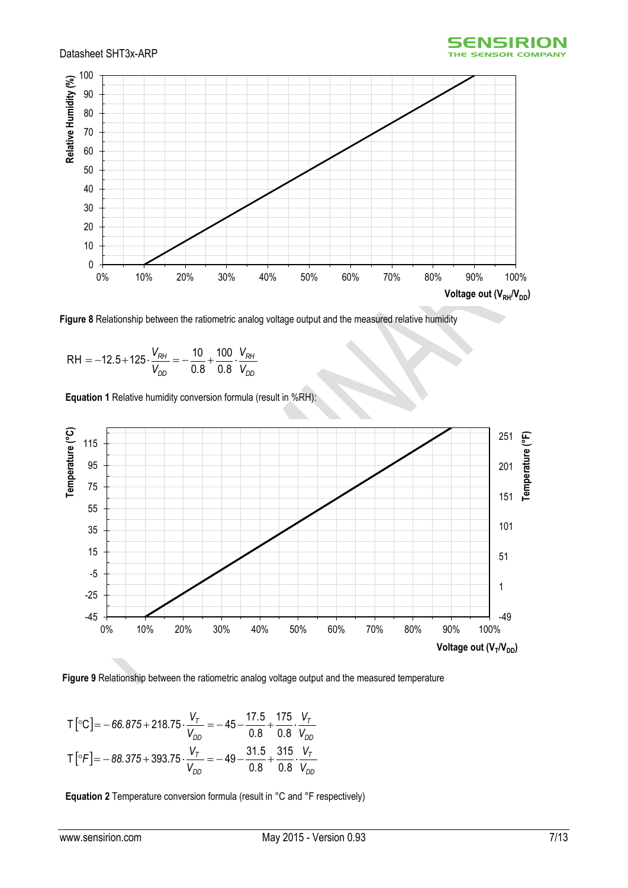Figure 8 Relationship between the ratiometric analog voltage output and the measured relative humidity

$$\text{RH} = -12.5 + 125 \cdot \frac{V_{RH}}{V_{DD}} = -\frac{10}{0.8} + \frac{100}{0.8} \cdot \frac{V_{RH}}{V_{DD}}$$

**Equation 1** Relative humidity conversion formula (result in %RH):

**Figure 9** Relationship between the ratiometric analog voltage output and the measured temperature

$$\text{T}\left[{}^{\circ}\text{C}\right] = -66.875 + 218.75 \cdot \frac{V_T}{V_{DD}} = -45 - \frac{17.5}{0.8} + \frac{175}{0.8} \cdot \frac{V_T}{V_{DD}}$$

$$\text{T}\left[{}^{\circ}F\right] = -88.375 + 393.75 \cdot \frac{V_T}{V_{DD}} = -49 - \frac{31.5}{0.8} + \frac{315}{0.8} \cdot \frac{V_T}{V_{DD}}$$

**Equation 2** Temperature conversion formula (result in °C and °F respectively)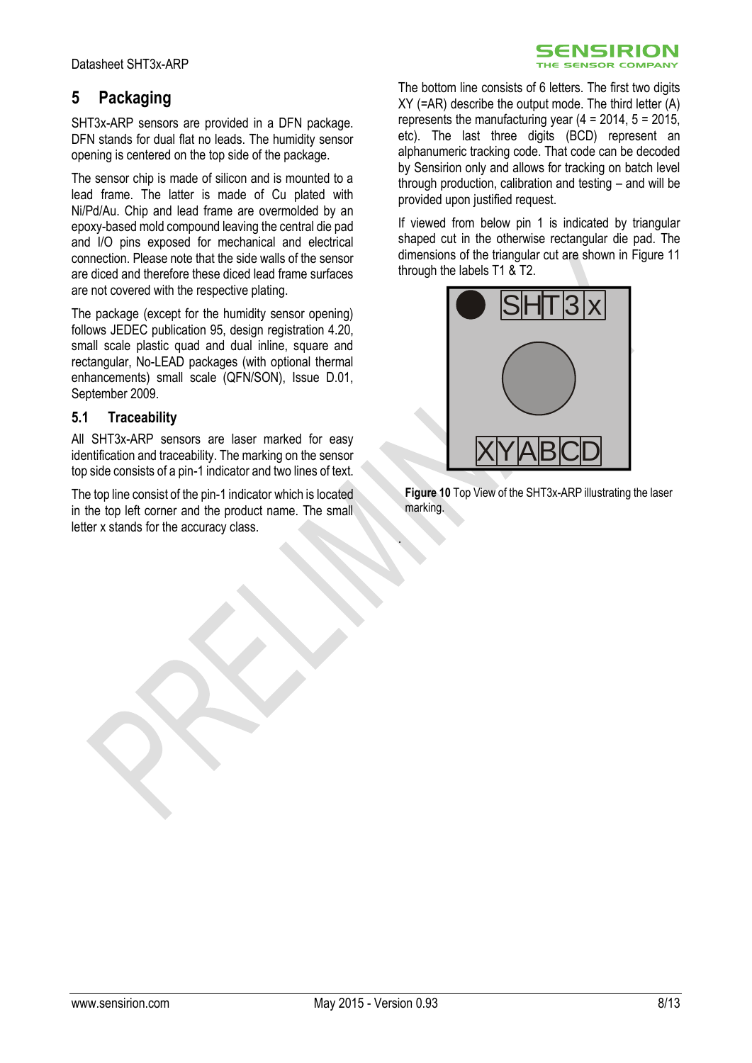# 5 Packaging

SHT3x-ARP sensors are provided in a DFN package. DFN stands for dual flat no leads. The humidity sensor opening is centered on the top side of the package.

The sensor chip is made of silicon and is mounted to a lead frame. The latter is made of Cu plated with Ni/Pd/Au. Chip and lead frame are overmolded by an epoxy-based mold compound leaving the central die pad and I/O pins exposed for mechanical and electrical connection. Please note that the side walls of the sensor are diced and therefore these diced lead frame surfaces are not covered with the respective plating.

The package (except for the humidity sensor opening) follows JEDEC publication 95, design registration 4.20, small scale plastic quad and dual inline, square and rectangular, No-LEAD packages (with optional thermal enhancements) small scale (QFN/SON), Issue D.01, September 2009.

## 5.1 Traceability

All SHT3x-ARP sensors are laser marked for easy identification and traceability. The marking on the sensor top side consists of a pin-1 indicator and two lines of text.

The top line consist of the pin-1 indicator which is located in the top left corner and the product name. The small letter x stands for the accuracy class.

The bottom line consists of 6 letters. The first two digits XY (=AR) describe the output mode. The third letter (A) represents the manufacturing year (4 = 2014, 5 = 2015, etc). The last three digits (BCD) represent an alphanumeric tracking code. That code can be decoded by Sensirion only and allows for tracking on batch level through production, calibration and testing – and will be provided upon justified request.

If viewed from below pin 1 is indicated by triangular shaped cut in the otherwise rectangular die pad. The dimensions of the triangular cut are shown in Figure 11 through the labels T1 & T2.

SHT3x

XYABCD

**Figure 10** Top View of the SHT3x-ARP illustrating the laser marking.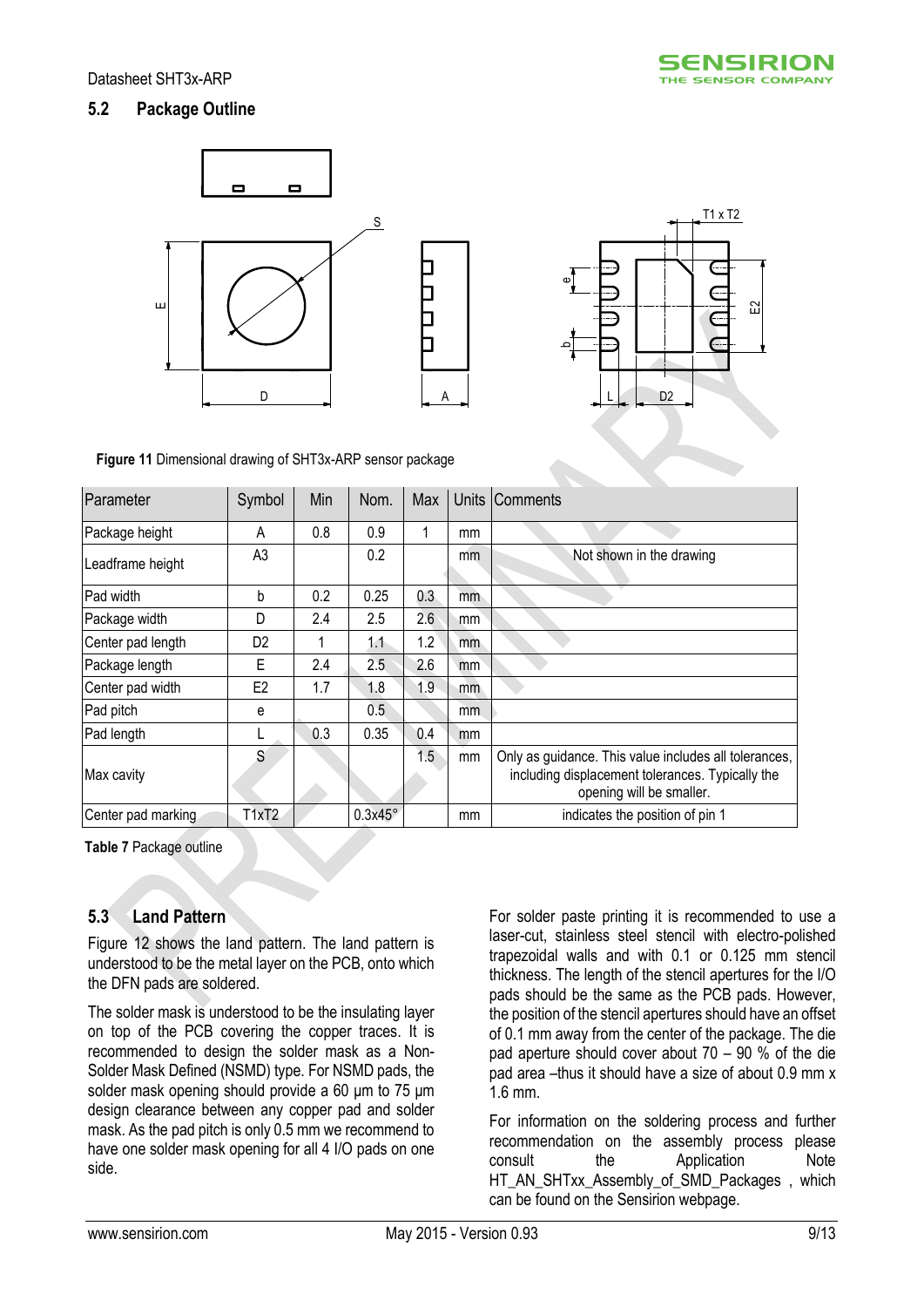## 5.2 Package Outline

**Figure 11** Dimensional drawing of SHT3x-ARP sensor package

| Parameter | Symbol | Min | Nom. | Max | Units | Comments |
|---|---|---|---|---|---|---|
| Package height | A | 0.8 | 0.9 | 1 | mm | |
| Leadframe height | A3 | | 0.2 | | mm | Not shown in the drawing |
| Pad width | b | 0.2 | 0.25 | 0.3 | mm | |
| Package width | D | 2.4 | 2.5 | 2.6 | mm | |
| Center pad length | D2 | 1 | 1.1 | 1.2 | mm | |
| Package length | E | 2.4 | 2.5 | 2.6 | mm | |
| Center pad width | E2 | 1.7 | 1.8 | 1.9 | mm | |
| Pad pitch | e | | 0.5 | | mm | |
| Pad length | L | 0.3 | 0.35 | 0.4 | mm | |
| Max cavity | S | | | 1.5 | mm | Only as guidance. This value includes all tolerances, including displacement tolerances. Typically the opening will be smaller. |
| Center pad marking | T1xT2 | | 0.3x45° | | mm | indicates the position of pin 1 |

**Table 7** Package outline

## 5.3 Land Pattern

Figure 12 shows the land pattern. The land pattern is understood to be the metal layer on the PCB, onto which the DFN pads are soldered.

The solder mask is understood to be the insulating layer on top of the PCB covering the copper traces. It is recommended to design the solder mask as a Non-Solder Mask Defined (NSMD) type. For NSMD pads, the solder mask opening should provide a 60 µm to 75 µm design clearance between any copper pad and solder mask. As the pad pitch is only 0.5 mm we recommend to have one solder mask opening for all 4 I/O pads on one side.

For solder paste printing it is recommended to use a laser-cut, stainless steel stencil with electro-polished trapezoidal walls and with 0.1 or 0.125 mm stencil thickness. The length of the stencil apertures for the I/O pads should be the same as the PCB pads. However, the position of the stencil apertures should have an offset of 0.1 mm away from the center of the package. The die pad aperture should cover about 70 – 90 % of the die pad area –thus it should have a size of about 0.9 mm x 1.6 mm.

For information on the soldering process and further recommendation on the assembly process please consult the Application Note HT_AN_SHTxx_Assembly_of_SMD_Packages , which can be found on the Sensirion webpage.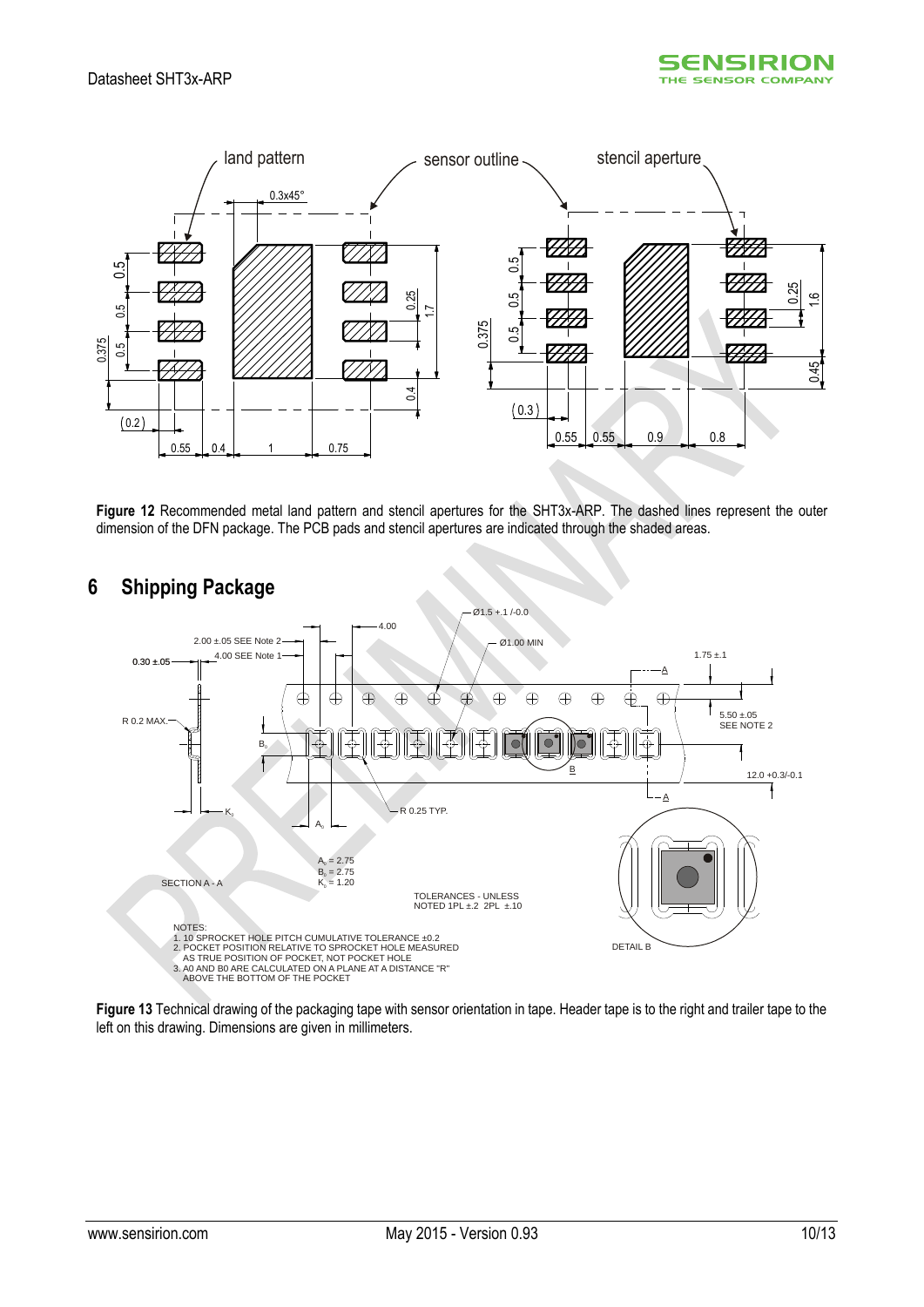**Figure 12** Recommended metal land pattern and stencil apertures for the SHT3x-ARP. The dashed lines represent the outer dimension of the DFN package. The PCB pads and stencil apertures are indicated through the shaded areas.

## 6 Shipping Package

**Figure 13** Technical drawing of the packaging tape with sensor orientation in tape. Header tape is to the right and trailer tape to the left on this drawing. Dimensions are given in millimeters.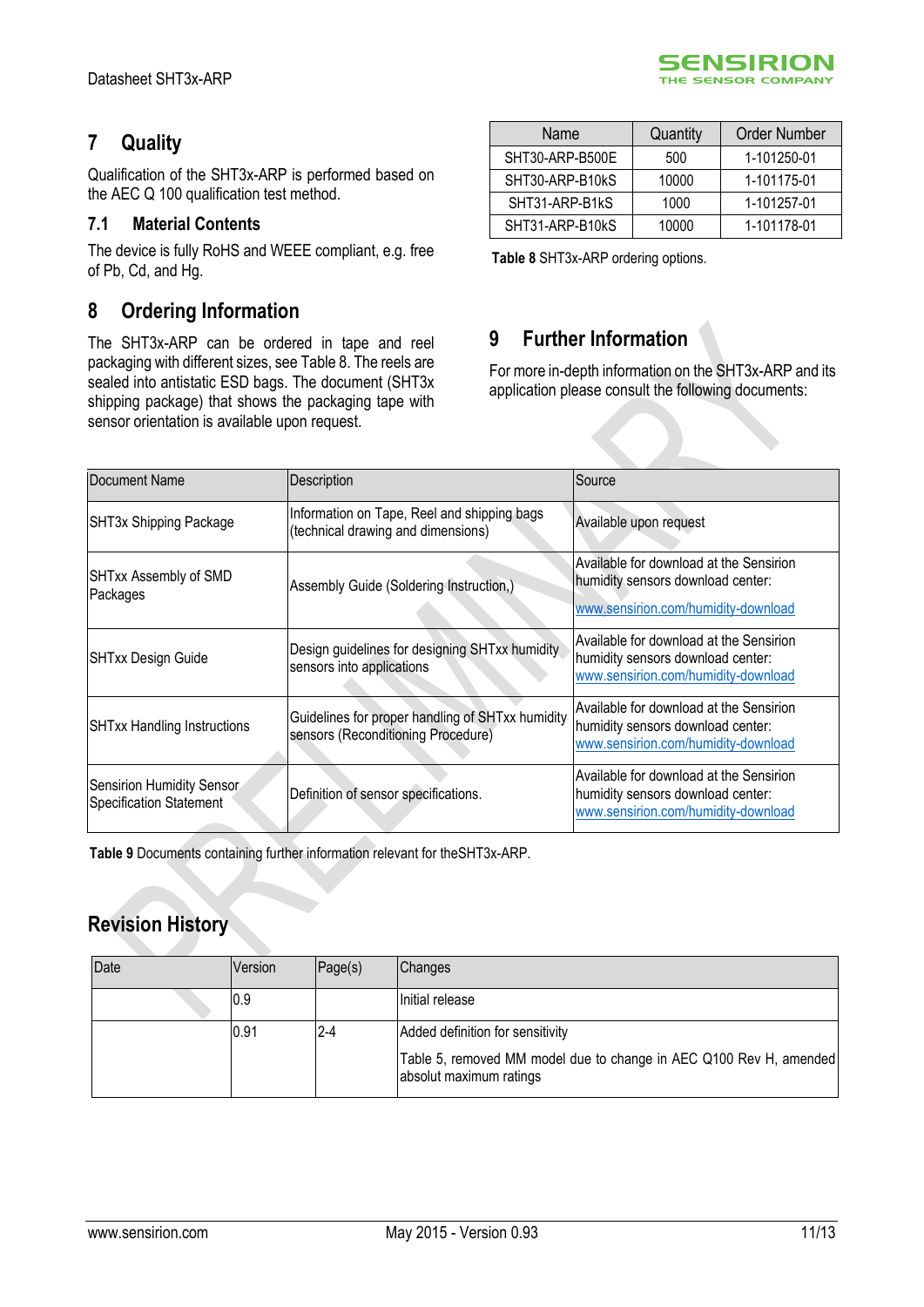## 7 Quality

Qualification of the SHT3x-ARP is performed based on the AEC Q 100 qualification test method.

### 7.1 Material Contents

The device is fully RoHS and WEEE compliant, e.g. free of Pb, Cd, and Hg.

## 8 Ordering Information

The SHT3x-ARP can be ordered in tape and reel packaging with different sizes, see Table 8. The reels are sealed into antistatic ESD bags. The document (SHT3x shipping package) that shows the packaging tape with sensor orientation is available upon request.

| Name | Quantity | Order Number |
|---|---|---|
| SHT30-ARP-B500E | 500 | 1-101250-01 |
| SHT30-ARP-B10kS | 10000 | 1-101175-01 |
| SHT31-ARP-B1kS | 1000 | 1-101257-01 |
| SHT31-ARP-B10kS | 10000 | 1-101178-01 |

**Table 8** SHT3x-ARP ordering options.

## 9 Further Information

For more in-depth information on the SHT3x-ARP and its application please consult the following documents:

| Document Name | Description | Source |
|---|---|---|
| SHT3x Shipping Package | Information on Tape, Reel and shipping bags (technical drawing and dimensions) | Available upon request |
| SHTxx Assembly of SMD Packages | Assembly Guide (Soldering Instruction,) | Available for download at the Sensirion humidity sensors download center: www.sensirion.com/humidity-download |
| SHTxx Design Guide | Design guidelines for designing SHTxx humidity sensors into applications | Available for download at the Sensirion humidity sensors download center: www.sensirion.com/humidity-download |
| SHTxx Handling Instructions | Guidelines for proper handling of SHTxx humidity sensors (Reconditioning Procedure) | Available for download at the Sensirion humidity sensors download center: www.sensirion.com/humidity-download |
| Sensirion Humidity Sensor Specification Statement | Definition of sensor specifications. | Available for download at the Sensirion humidity sensors download center: www.sensirion.com/humidity-download |

**Table 9** Documents containing further information relevant for theSHT3x-ARP.

## Revision History

| Date | Version | Page(s) | Changes |
|---|---|---|---|
| | 0.9 | | Initial release |
| | 0.91 | 2-4 | Added definition for sensitivity<br>Table 5, removed MM model due to change in AEC Q100 Rev H, amended absolut maximum ratings |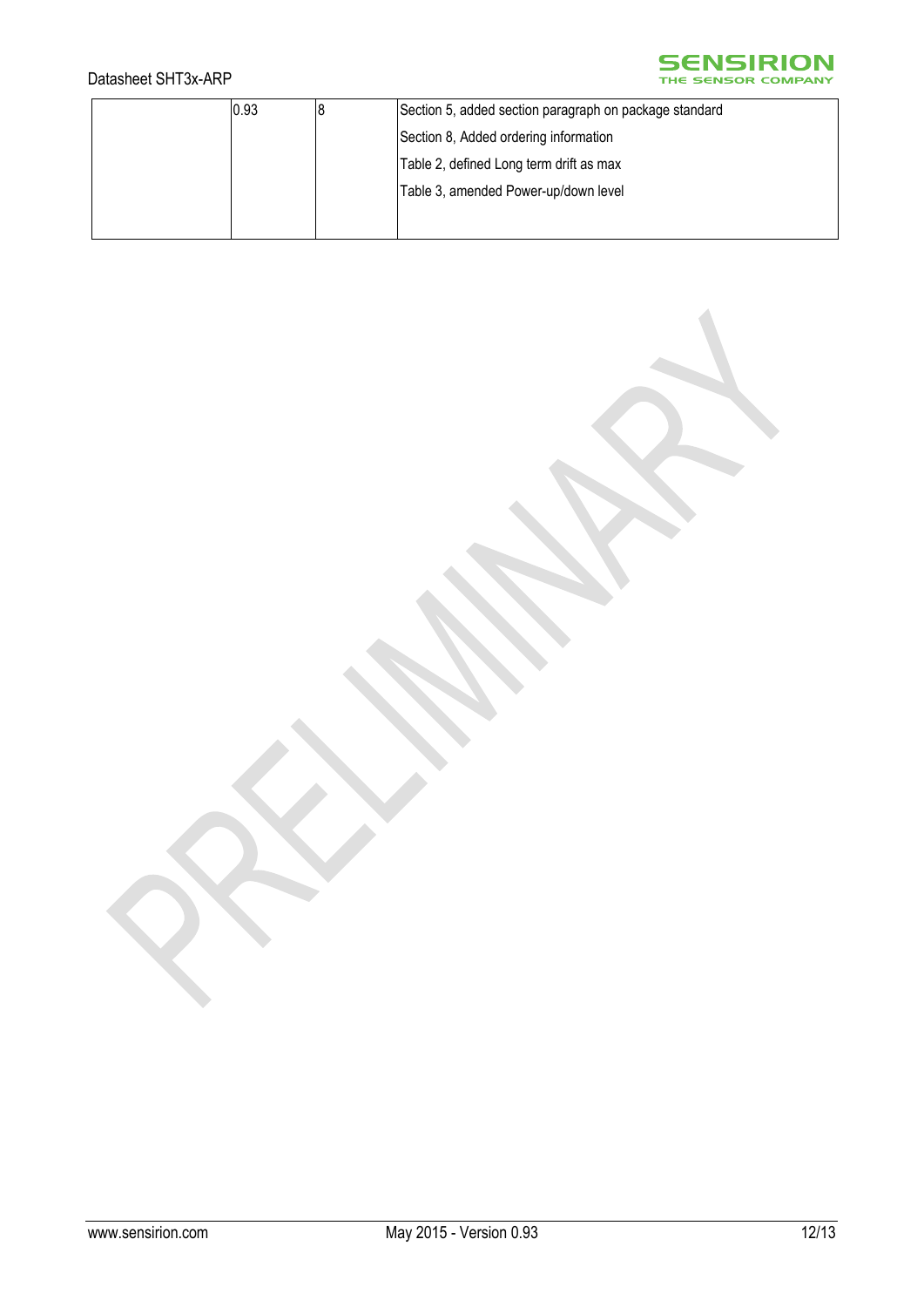| | 0.93 | 8 | Section 5, added section paragraph on package standard<br>Section 8, Added ordering information<br>Table 2, defined Long term drift as max<br>Table 3, amended Power-up/down level |
|---|---|---|---|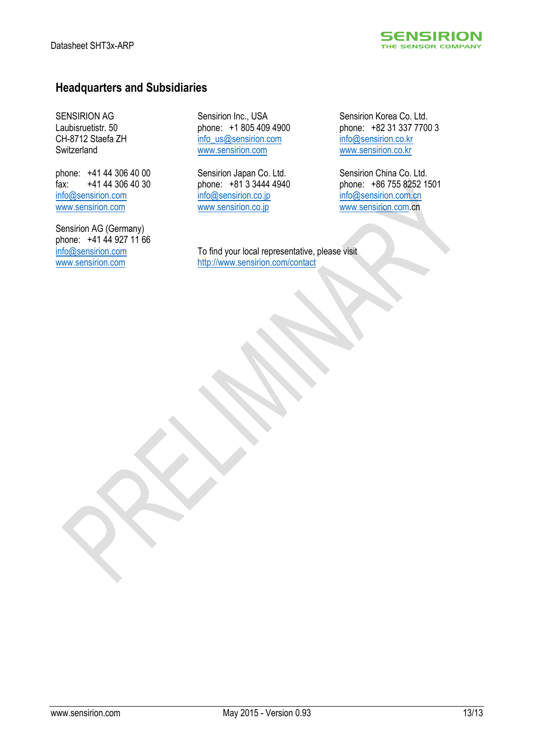## Headquarters and Subsidiaries

SENSIRION AG
Laubisruetistr. 50
CH-8712 Staefa ZH
Switzerland

phone: +41 44 306 40 00
fax: +41 44 306 40 30
info@sensirion.com
www.sensirion.com

Sensirion AG (Germany)
phone: +41 44 927 11 66
info@sensirion.com
www.sensirion.com

Sensirion Inc., USA
phone: +1 805 409 4900
info_us@sensirion.com
www.sensirion.com

Sensirion Japan Co. Ltd.
phone: +81 3 3444 4940
info@sensirion.co.jp
www.sensirion.co.jp

Sensirion Korea Co. Ltd.
phone: +82 31 337 7700 3
info@sensirion.co.kr
www.sensirion.co.kr

Sensirion China Co. Ltd.
phone: +86 755 8252 1501
info@sensirion.com.cn
www.sensirion.com.cn

To find your local representative, please visit
http://www.sensirion.com/contact